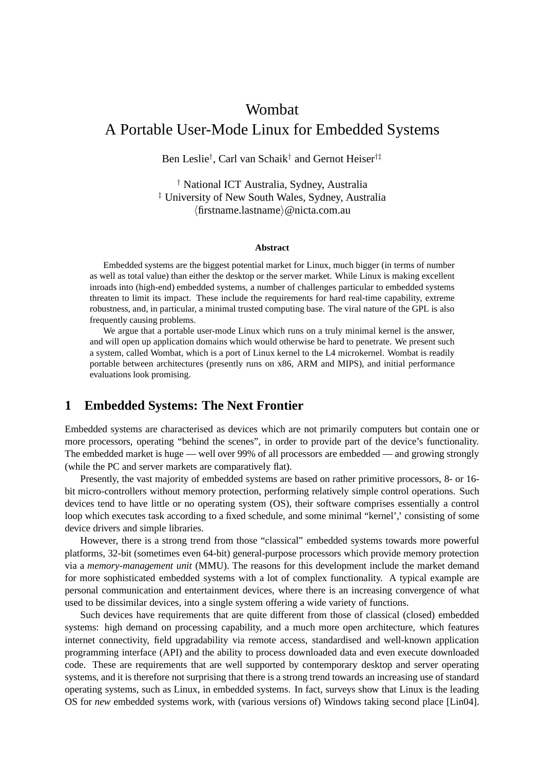# Wombat
# A Portable User-Mode Linux for Embedded Systems

Ben Leslie[†], Carl van Schaik[†] and Gernot Heiser[†‡]

[†] National ICT Australia, Sydney, Australia
[‡] University of New South Wales, Sydney, Australia
⟨firstname.lastname⟩@nicta.com.au

### Abstract

Embedded systems are the biggest potential market for Linux, much bigger (in terms of number as well as total value) than either the desktop or the server market. While Linux is making excellent inroads into (high-end) embedded systems, a number of challenges particular to embedded systems threaten to limit its impact. These include the requirements for hard real-time capability, extreme robustness, and, in particular, a minimal trusted computing base. The viral nature of the GPL is also frequently causing problems.

We argue that a portable user-mode Linux which runs on a truly minimal kernel is the answer, and will open up application domains which would otherwise be hard to penetrate. We present such a system, called Wombat, which is a port of Linux kernel to the L4 microkernel. Wombat is readily portable between architectures (presently runs on x86, ARM and MIPS), and initial performance evaluations look promising.

## 1 Embedded Systems: The Next Frontier

Embedded systems are characterised as devices which are not primarily computers but contain one or more processors, operating "behind the scenes", in order to provide part of the device's functionality. The embedded market is huge — well over 99% of all processors are embedded — and growing strongly (while the PC and server markets are comparatively flat).

Presently, the vast majority of embedded systems are based on rather primitive processors, 8- or 16-bit micro-controllers without memory protection, performing relatively simple control operations. Such devices tend to have little or no operating system (OS), their software comprises essentially a control loop which executes task according to a fixed schedule, and some minimal "kernel'," consisting of some device drivers and simple libraries.

However, there is a strong trend from those "classical" embedded systems towards more powerful platforms, 32-bit (sometimes even 64-bit) general-purpose processors which provide memory protection via a *memory-management unit* (MMU). The reasons for this development include the market demand for more sophisticated embedded systems with a lot of complex functionality. A typical example are personal communication and entertainment devices, where there is an increasing convergence of what used to be dissimilar devices, into a single system offering a wide variety of functions.

Such devices have requirements that are quite different from those of classical (closed) embedded systems: high demand on processing capability, and a much more open architecture, which features internet connectivity, field upgradability via remote access, standardised and well-known application programming interface (API) and the ability to process downloaded data and even execute downloaded code. These are requirements that are well supported by contemporary desktop and server operating systems, and it is therefore not surprising that there is a strong trend towards an increasing use of standard operating systems, such as Linux, in embedded systems. In fact, surveys show that Linux is the leading OS for *new* embedded systems work, with (various versions of) Windows taking second place [Lin04].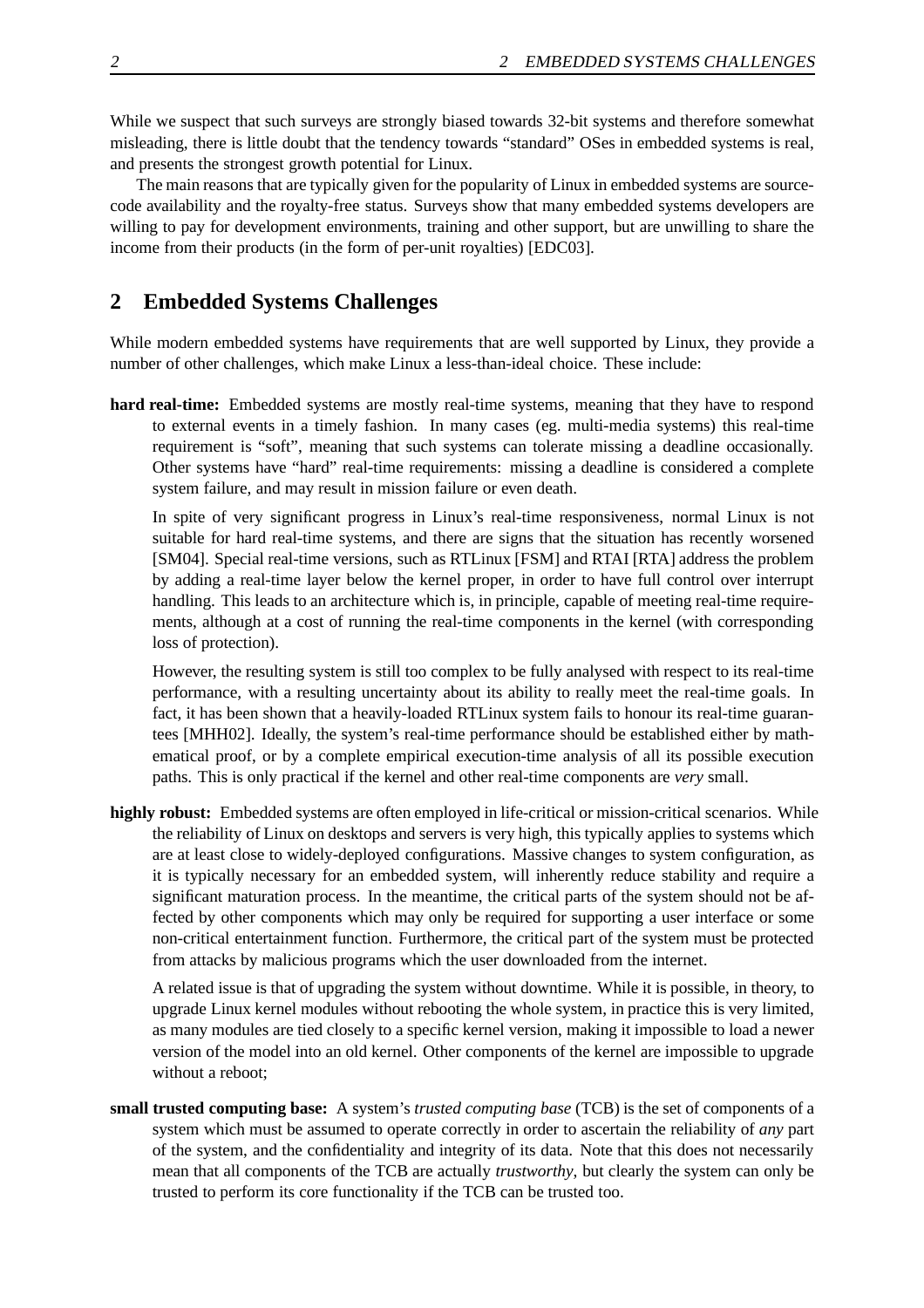While we suspect that such surveys are strongly biased towards 32-bit systems and therefore somewhat misleading, there is little doubt that the tendency towards "standard" OSes in embedded systems is real, and presents the strongest growth potential for Linux.

The main reasons that are typically given for the popularity of Linux in embedded systems are source-code availability and the royalty-free status. Surveys show that many embedded systems developers are willing to pay for development environments, training and other support, but are unwilling to share the income from their products (in the form of per-unit royalties) [EDC03].

## 2 Embedded Systems Challenges

While modern embedded systems have requirements that are well supported by Linux, they provide a number of other challenges, which make Linux a less-than-ideal choice. These include:

**hard real-time:** Embedded systems are mostly real-time systems, meaning that they have to respond to external events in a timely fashion. In many cases (eg. multi-media systems) this real-time requirement is "soft", meaning that such systems can tolerate missing a deadline occasionally. Other systems have "hard" real-time requirements: missing a deadline is considered a complete system failure, and may result in mission failure or even death.

In spite of very significant progress in Linux's real-time responsiveness, normal Linux is not suitable for hard real-time systems, and there are signs that the situation has recently worsened [SM04]. Special real-time versions, such as RTLinux [FSM] and RTAI [RTA] address the problem by adding a real-time layer below the kernel proper, in order to have full control over interrupt handling. This leads to an architecture which is, in principle, capable of meeting real-time requirements, although at a cost of running the real-time components in the kernel (with corresponding loss of protection).

However, the resulting system is still too complex to be fully analysed with respect to its real-time performance, with a resulting uncertainty about its ability to really meet the real-time goals. In fact, it has been shown that a heavily-loaded RTLinux system fails to honour its real-time guarantees [MHH02]. Ideally, the system's real-time performance should be established either by mathematical proof, or by a complete empirical execution-time analysis of all its possible execution paths. This is only practical if the kernel and other real-time components are *very* small.

**highly robust:** Embedded systems are often employed in life-critical or mission-critical scenarios. While the reliability of Linux on desktops and servers is very high, this typically applies to systems which are at least close to widely-deployed configurations. Massive changes to system configuration, as it is typically necessary for an embedded system, will inherently reduce stability and require a significant maturation process. In the meantime, the critical parts of the system should not be affected by other components which may only be required for supporting a user interface or some non-critical entertainment function. Furthermore, the critical part of the system must be protected from attacks by malicious programs which the user downloaded from the internet.

A related issue is that of upgrading the system without downtime. While it is possible, in theory, to upgrade Linux kernel modules without rebooting the whole system, in practice this is very limited, as many modules are tied closely to a specific kernel version, making it impossible to load a newer version of the model into an old kernel. Other components of the kernel are impossible to upgrade without a reboot;

**small trusted computing base:** A system's *trusted computing base* (TCB) is the set of components of a system which must be assumed to operate correctly in order to ascertain the reliability of *any* part of the system, and the confidentiality and integrity of its data. Note that this does not necessarily mean that all components of the TCB are actually *trustworthy*, but clearly the system can only be trusted to perform its core functionality if the TCB can be trusted too.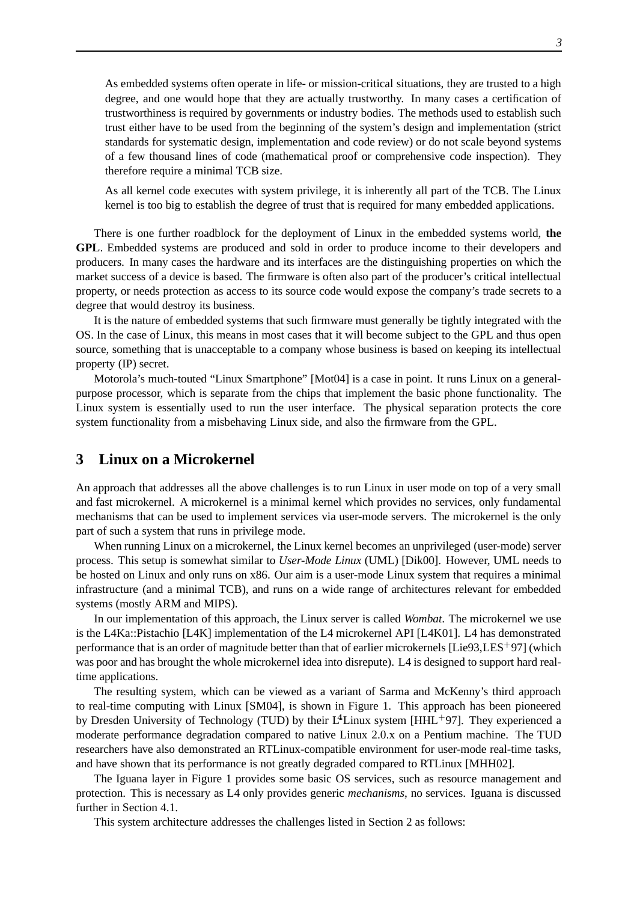As embedded systems often operate in life- or mission-critical situations, they are trusted to a high degree, and one would hope that they are actually trustworthy. In many cases a certification of trustworthiness is required by governments or industry bodies. The methods used to establish such trust either have to be used from the beginning of the system's design and implementation (strict standards for systematic design, implementation and code review) or do not scale beyond systems of a few thousand lines of code (mathematical proof or comprehensive code inspection). They therefore require a minimal TCB size.

As all kernel code executes with system privilege, it is inherently all part of the TCB. The Linux kernel is too big to establish the degree of trust that is required for many embedded applications.

There is one further roadblock for the deployment of Linux in the embedded systems world, **the GPL**. Embedded systems are produced and sold in order to produce income to their developers and producers. In many cases the hardware and its interfaces are the distinguishing properties on which the market success of a device is based. The firmware is often also part of the producer's critical intellectual property, or needs protection as access to its source code would expose the company's trade secrets to a degree that would destroy its business.

It is the nature of embedded systems that such firmware must generally be tightly integrated with the OS. In the case of Linux, this means in most cases that it will become subject to the GPL and thus open source, something that is unacceptable to a company whose business is based on keeping its intellectual property (IP) secret.

Motorola's much-touted "Linux Smartphone" [Mot04] is a case in point. It runs Linux on a general-purpose processor, which is separate from the chips that implement the basic phone functionality. The Linux system is essentially used to run the user interface. The physical separation protects the core system functionality from a misbehaving Linux side, and also the firmware from the GPL.

## 3 Linux on a Microkernel

An approach that addresses all the above challenges is to run Linux in user mode on top of a very small and fast microkernel. A microkernel is a minimal kernel which provides no services, only fundamental mechanisms that can be used to implement services via user-mode servers. The microkernel is the only part of such a system that runs in privilege mode.

When running Linux on a microkernel, the Linux kernel becomes an unprivileged (user-mode) server process. This setup is somewhat similar to *User-Mode Linux* (UML) [Dik00]. However, UML needs to be hosted on Linux and only runs on x86. Our aim is a user-mode Linux system that requires a minimal infrastructure (and a minimal TCB), and runs on a wide range of architectures relevant for embedded systems (mostly ARM and MIPS).

In our implementation of this approach, the Linux server is called *Wombat*. The microkernel we use is the L4Ka::Pistachio [L4K] implementation of the L4 microkernel API [L4K01]. L4 has demonstrated performance that is an order of magnitude better than that of earlier microkernels [Lie93,LES+97] (which was poor and has brought the whole microkernel idea into disrepute). L4 is designed to support hard real-time applications.

The resulting system, which can be viewed as a variant of Sarma and McKenny's third approach to real-time computing with Linux [SM04], is shown in Figure 1. This approach has been pioneered by Dresden University of Technology (TUD) by their L4Linux system [HHL+97]. They experienced a moderate performance degradation compared to native Linux 2.0.x on a Pentium machine. The TUD researchers have also demonstrated an RTLinux-compatible environment for user-mode real-time tasks, and have shown that its performance is not greatly degraded compared to RTLinux [MHH02].

The Iguana layer in Figure 1 provides some basic OS services, such as resource management and protection. This is necessary as L4 only provides generic *mechanisms*, no services. Iguana is discussed further in Section 4.1.

This system architecture addresses the challenges listed in Section 2 as follows: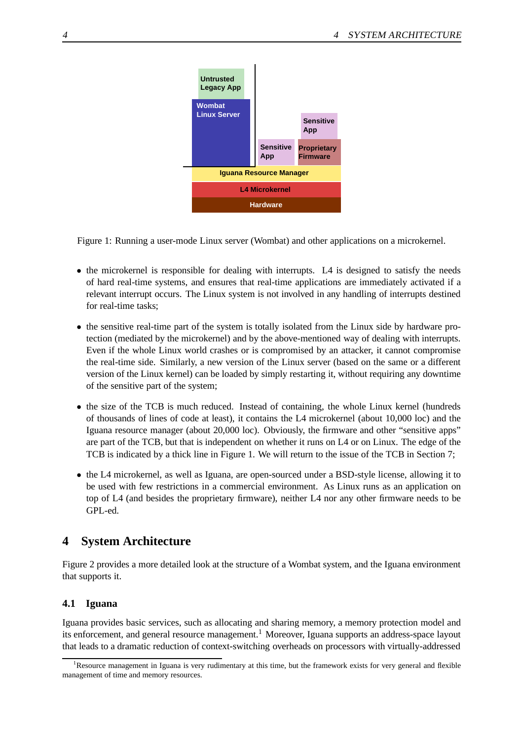Figure 1: Running a user-mode Linux server (Wombat) and other applications on a microkernel.

- the microkernel is responsible for dealing with interrupts. L4 is designed to satisfy the needs of hard real-time systems, and ensures that real-time applications are immediately activated if a relevant interrupt occurs. The Linux system is not involved in any handling of interrupts destined for real-time tasks;
- the sensitive real-time part of the system is totally isolated from the Linux side by hardware protection (mediated by the microkernel) and by the above-mentioned way of dealing with interrupts. Even if the whole Linux world crashes or is compromised by an attacker, it cannot compromise the real-time side. Similarly, a new version of the Linux server (based on the same or a different version of the Linux kernel) can be loaded by simply restarting it, without requiring any downtime of the sensitive part of the system;
- the size of the TCB is much reduced. Instead of containing, the whole Linux kernel (hundreds of thousands of lines of code at least), it contains the L4 microkernel (about 10,000 loc) and the Iguana resource manager (about 20,000 loc). Obviously, the firmware and other "sensitive apps" are part of the TCB, but that is independent on whether it runs on L4 or on Linux. The edge of the TCB is indicated by a thick line in Figure 1. We will return to the issue of the TCB in Section 7;
- the L4 microkernel, as well as Iguana, are open-sourced under a BSD-style license, allowing it to be used with few restrictions in a commercial environment. As Linux runs as an application on top of L4 (and besides the proprietary firmware), neither L4 nor any other firmware needs to be GPL-ed.

# 4 System Architecture

Figure 2 provides a more detailed look at the structure of a Wombat system, and the Iguana environment that supports it.

## 4.1 Iguana

Iguana provides basic services, such as allocating and sharing memory, a memory protection model and its enforcement, and general resource management.[1] Moreover, Iguana supports an address-space layout that leads to a dramatic reduction of context-switching overheads on processors with virtually-addressed

[1]Resource management in Iguana is very rudimentary at this time, but the framework exists for very general and flexible management of time and memory resources.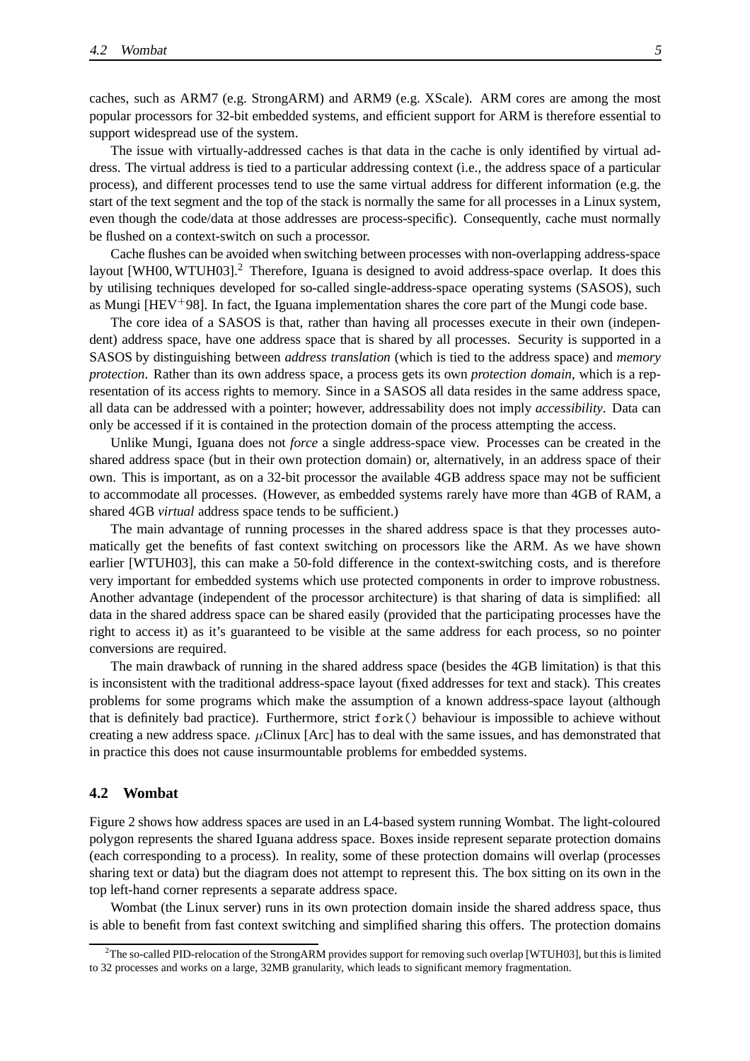caches, such as ARM7 (e.g. StrongARM) and ARM9 (e.g. XScale). ARM cores are among the most popular processors for 32-bit embedded systems, and efficient support for ARM is therefore essential to support widespread use of the system.

The issue with virtually-addressed caches is that data in the cache is only identified by virtual address. The virtual address is tied to a particular addressing context (i.e., the address space of a particular process), and different processes tend to use the same virtual address for different information (e.g. the start of the text segment and the top of the stack is normally the same for all processes in a Linux system, even though the code/data at those addresses are process-specific). Consequently, cache must normally be flushed on a context-switch on such a processor.

Cache flushes can be avoided when switching between processes with non-overlapping address-space layout [WH00, WTUH03].[2] Therefore, Iguana is designed to avoid address-space overlap. It does this by utilising techniques developed for so-called single-address-space operating systems (SASOS), such as Mungi [HEV+98]. In fact, the Iguana implementation shares the core part of the Mungi code base.

The core idea of a SASOS is that, rather than having all processes execute in their own (independent) address space, have one address space that is shared by all processes. Security is supported in a SASOS by distinguishing between *address translation* (which is tied to the address space) and *memory protection*. Rather than its own address space, a process gets its own *protection domain*, which is a representation of its access rights to memory. Since in a SASOS all data resides in the same address space, all data can be addressed with a pointer; however, addressability does not imply *accessibility*. Data can only be accessed if it is contained in the protection domain of the process attempting the access.

Unlike Mungi, Iguana does not *force* a single address-space view. Processes can be created in the shared address space (but in their own protection domain) or, alternatively, in an address space of their own. This is important, as on a 32-bit processor the available 4GB address space may not be sufficient to accommodate all processes. (However, as embedded systems rarely have more than 4GB of RAM, a shared 4GB *virtual* address space tends to be sufficient.)

The main advantage of running processes in the shared address space is that they processes automatically get the benefits of fast context switching on processors like the ARM. As we have shown earlier [WTUH03], this can make a 50-fold difference in the context-switching costs, and is therefore very important for embedded systems which use protected components in order to improve robustness. Another advantage (independent of the processor architecture) is that sharing of data is simplified: all data in the shared address space can be shared easily (provided that the participating processes have the right to access it) as it's guaranteed to be visible at the same address for each process, so no pointer conversions are required.

The main drawback of running in the shared address space (besides the 4GB limitation) is that this is inconsistent with the traditional address-space layout (fixed addresses for text and stack). This creates problems for some programs which make the assumption of a known address-space layout (although that is definitely bad practice). Furthermore, strict `fork()` behaviour is impossible to achieve without creating a new address space. $\mu$Clinux [Arc] has to deal with the same issues, and has demonstrated that in practice this does not cause insurmountable problems for embedded systems.

## 4.2 Wombat

Figure 2 shows how address spaces are used in an L4-based system running Wombat. The light-coloured polygon represents the shared Iguana address space. Boxes inside represent separate protection domains (each corresponding to a process). In reality, some of these protection domains will overlap (processes sharing text or data) but the diagram does not attempt to represent this. The box sitting on its own in the top left-hand corner represents a separate address space.

Wombat (the Linux server) runs in its own protection domain inside the shared address space, thus is able to benefit from fast context switching and simplified sharing this offers. The protection domains

[2] The so-called PID-relocation of the StrongARM provides support for removing such overlap [WTUH03], but this is limited to 32 processes and works on a large, 32MB granularity, which leads to significant memory fragmentation.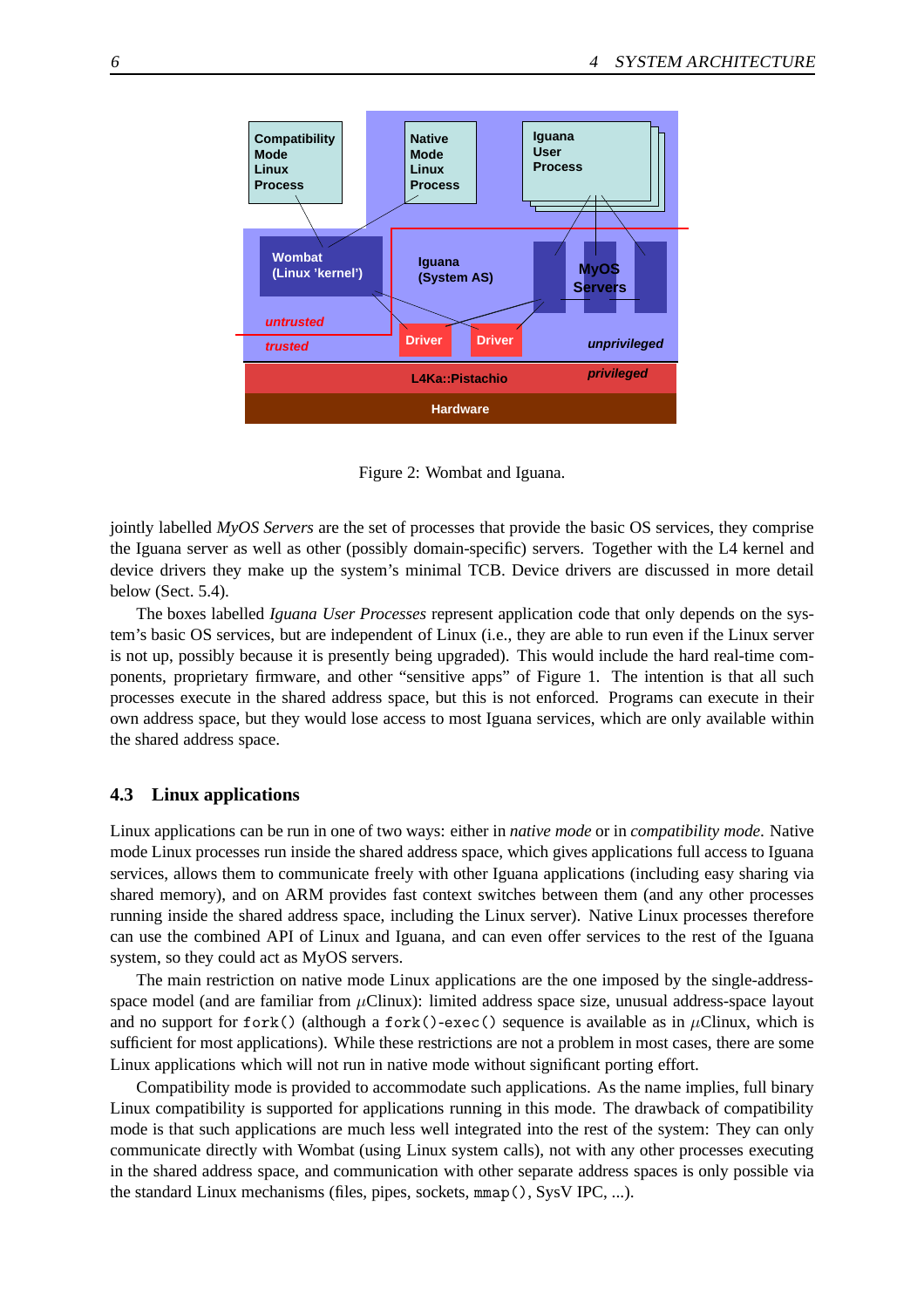Figure 2: Wombat and Iguana.

jointly labelled *MyOS Servers* are the set of processes that provide the basic OS services, they comprise the Iguana server as well as other (possibly domain-specific) servers. Together with the L4 kernel and device drivers they make up the system's minimal TCB. Device drivers are discussed in more detail below (Sect. 5.4).

The boxes labelled *Iguana User Processes* represent application code that only depends on the system's basic OS services, but are independent of Linux (i.e., they are able to run even if the Linux server is not up, possibly because it is presently being upgraded). This would include the hard real-time components, proprietary firmware, and other "sensitive apps" of Figure 1. The intention is that all such processes execute in the shared address space, but this is not enforced. Programs can execute in their own address space, but they would lose access to most Iguana services, which are only available within the shared address space.

### 4.3 Linux applications

Linux applications can be run in one of two ways: either in *native mode* or in *compatibility mode*. Native mode Linux processes run inside the shared address space, which gives applications full access to Iguana services, allows them to communicate freely with other Iguana applications (including easy sharing via shared memory), and on ARM provides fast context switches between them (and any other processes running inside the shared address space, including the Linux server). Native Linux processes therefore can use the combined API of Linux and Iguana, and can even offer services to the rest of the Iguana system, so they could act as MyOS servers.

The main restriction on native mode Linux applications are the one imposed by the single-address-space model (and are familiar from $\mu$Clinux): limited address space size, unusual address-space layout and no support for `fork()` (although a `fork()-exec()` sequence is available as in $\mu$Clinux, which is sufficient for most applications). While these restrictions are not a problem in most cases, there are some Linux applications which will not run in native mode without significant porting effort.

Compatibility mode is provided to accommodate such applications. As the name implies, full binary Linux compatibility is supported for applications running in this mode. The drawback of compatibility mode is that such applications are much less well integrated into the rest of the system: They can only communicate directly with Wombat (using Linux system calls), not with any other processes executing in the shared address space, and communication with other separate address spaces is only possible via the standard Linux mechanisms (files, pipes, sockets, `mmap()`, SysV IPC, ...).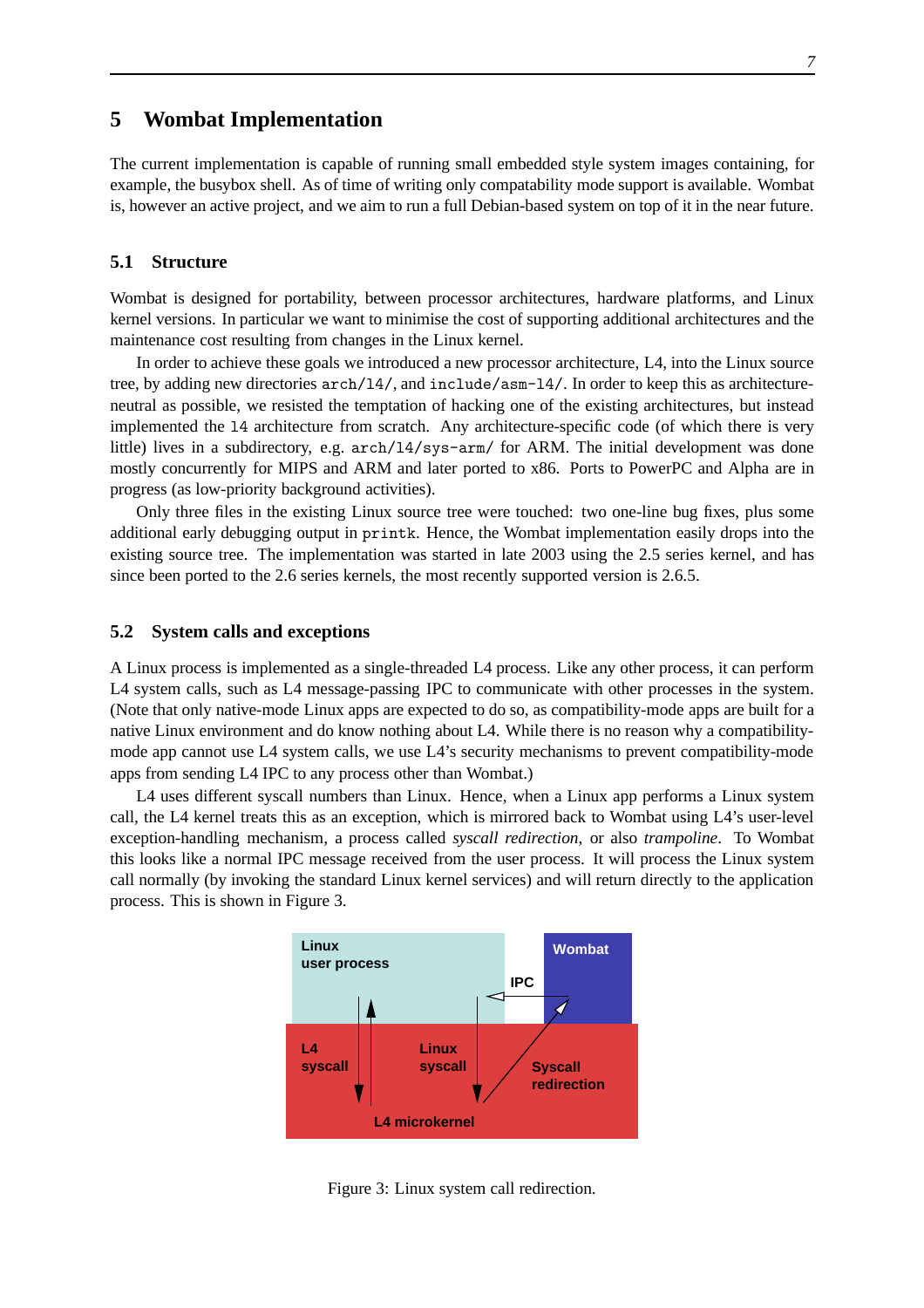# 5 Wombat Implementation

The current implementation is capable of running small embedded style system images containing, for example, the busybox shell. As of time of writing only compatability mode support is available. Wombat is, however an active project, and we aim to run a full Debian-based system on top of it in the near future.

## 5.1 Structure

Wombat is designed for portability, between processor architectures, hardware platforms, and Linux kernel versions. In particular we want to minimise the cost of supporting additional architectures and the maintenance cost resulting from changes in the Linux kernel.

In order to achieve these goals we introduced a new processor architecture, L4, into the Linux source tree, by adding new directories `arch/l4/`, and `include/asm-l4/`. In order to keep this as architecture-neutral as possible, we resisted the temptation of hacking one of the existing architectures, but instead implemented the `l4` architecture from scratch. Any architecture-specific code (of which there is very little) lives in a subdirectory, e.g. `arch/l4/sys-arm/` for ARM. The initial development was done mostly concurrently for MIPS and ARM and later ported to x86. Ports to PowerPC and Alpha are in progress (as low-priority background activities).

Only three files in the existing Linux source tree were touched: two one-line bug fixes, plus some additional early debugging output in `printk`. Hence, the Wombat implementation easily drops into the existing source tree. The implementation was started in late 2003 using the 2.5 series kernel, and has since been ported to the 2.6 series kernels, the most recently supported version is 2.6.5.

## 5.2 System calls and exceptions

A Linux process is implemented as a single-threaded L4 process. Like any other process, it can perform L4 system calls, such as L4 message-passing IPC to communicate with other processes in the system. (Note that only native-mode Linux apps are expected to do so, as compatibility-mode apps are built for a native Linux environment and do know nothing about L4. While there is no reason why a compatibility-mode app cannot use L4 system calls, we use L4's security mechanisms to prevent compatibility-mode apps from sending L4 IPC to any process other than Wombat.)

L4 uses different syscall numbers than Linux. Hence, when a Linux app performs a Linux system call, the L4 kernel treats this as an exception, which is mirrored back to Wombat using L4's user-level exception-handling mechanism, a process called *syscall redirection*, or also *trampoline*. To Wombat this looks like a normal IPC message received from the user process. It will process the Linux system call normally (by invoking the standard Linux kernel services) and will return directly to the application process. This is shown in Figure 3.

Figure 3: Linux system call redirection.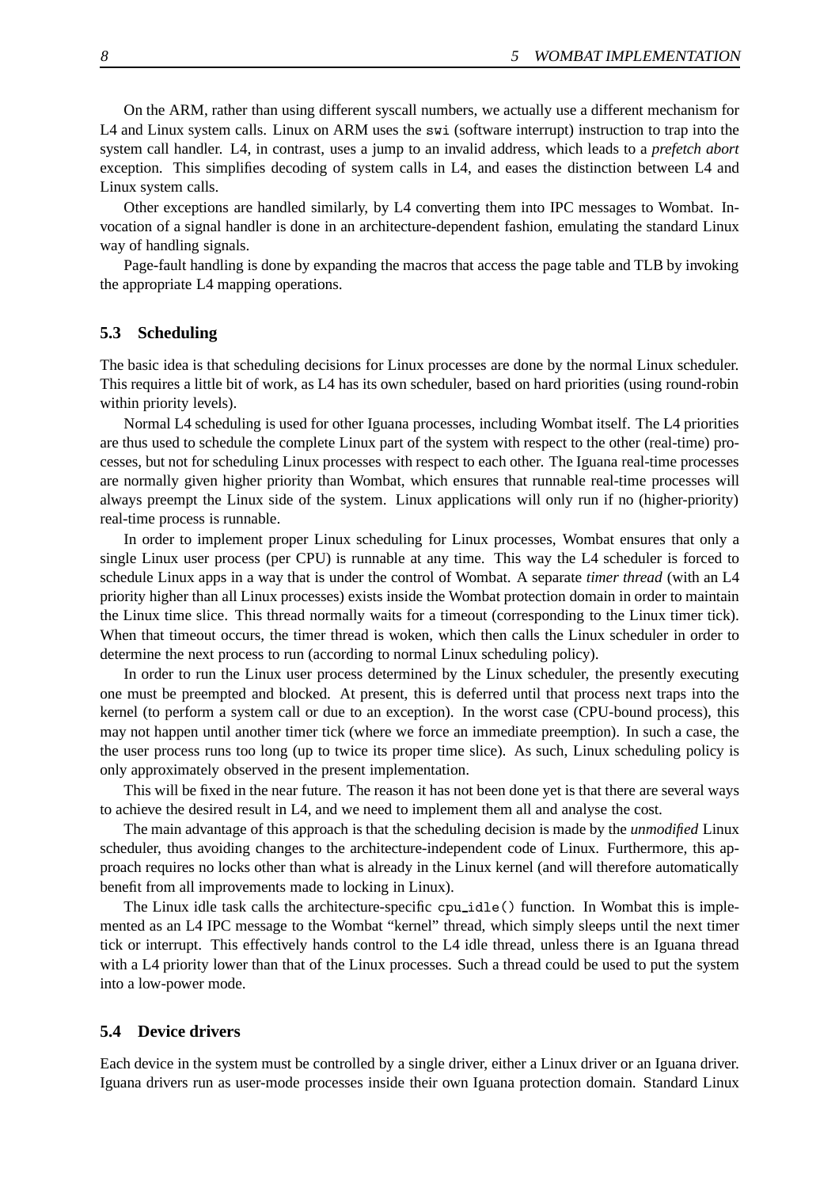On the ARM, rather than using different syscall numbers, we actually use a different mechanism for L4 and Linux system calls. Linux on ARM uses the `swi` (software interrupt) instruction to trap into the system call handler. L4, in contrast, uses a jump to an invalid address, which leads to a *prefetch abort* exception. This simplifies decoding of system calls in L4, and eases the distinction between L4 and Linux system calls.

Other exceptions are handled similarly, by L4 converting them into IPC messages to Wombat. Invocation of a signal handler is done in an architecture-dependent fashion, emulating the standard Linux way of handling signals.

Page-fault handling is done by expanding the macros that access the page table and TLB by invoking the appropriate L4 mapping operations.

### 5.3 Scheduling

The basic idea is that scheduling decisions for Linux processes are done by the normal Linux scheduler. This requires a little bit of work, as L4 has its own scheduler, based on hard priorities (using round-robin within priority levels).

Normal L4 scheduling is used for other Iguana processes, including Wombat itself. The L4 priorities are thus used to schedule the complete Linux part of the system with respect to the other (real-time) processes, but not for scheduling Linux processes with respect to each other. The Iguana real-time processes are normally given higher priority than Wombat, which ensures that runnable real-time processes will always preempt the Linux side of the system. Linux applications will only run if no (higher-priority) real-time process is runnable.

In order to implement proper Linux scheduling for Linux processes, Wombat ensures that only a single Linux user process (per CPU) is runnable at any time. This way the L4 scheduler is forced to schedule Linux apps in a way that is under the control of Wombat. A separate *timer thread* (with an L4 priority higher than all Linux processes) exists inside the Wombat protection domain in order to maintain the Linux time slice. This thread normally waits for a timeout (corresponding to the Linux timer tick). When that timeout occurs, the timer thread is woken, which then calls the Linux scheduler in order to determine the next process to run (according to normal Linux scheduling policy).

In order to run the Linux user process determined by the Linux scheduler, the presently executing one must be preempted and blocked. At present, this is deferred until that process next traps into the kernel (to perform a system call or due to an exception). In the worst case (CPU-bound process), this may not happen until another timer tick (where we force an immediate preemption). In such a case, the the user process runs too long (up to twice its proper time slice). As such, Linux scheduling policy is only approximately observed in the present implementation.

This will be fixed in the near future. The reason it has not been done yet is that there are several ways to achieve the desired result in L4, and we need to implement them all and analyse the cost.

The main advantage of this approach is that the scheduling decision is made by the *unmodified* Linux scheduler, thus avoiding changes to the architecture-independent code of Linux. Furthermore, this approach requires no locks other than what is already in the Linux kernel (and will therefore automatically benefit from all improvements made to locking in Linux).

The Linux idle task calls the architecture-specific `cpu_idle()` function. In Wombat this is implemented as an L4 IPC message to the Wombat "kernel" thread, which simply sleeps until the next timer tick or interrupt. This effectively hands control to the L4 idle thread, unless there is an Iguana thread with a L4 priority lower than that of the Linux processes. Such a thread could be used to put the system into a low-power mode.

### 5.4 Device drivers

Each device in the system must be controlled by a single driver, either a Linux driver or an Iguana driver. Iguana drivers run as user-mode processes inside their own Iguana protection domain. Standard Linux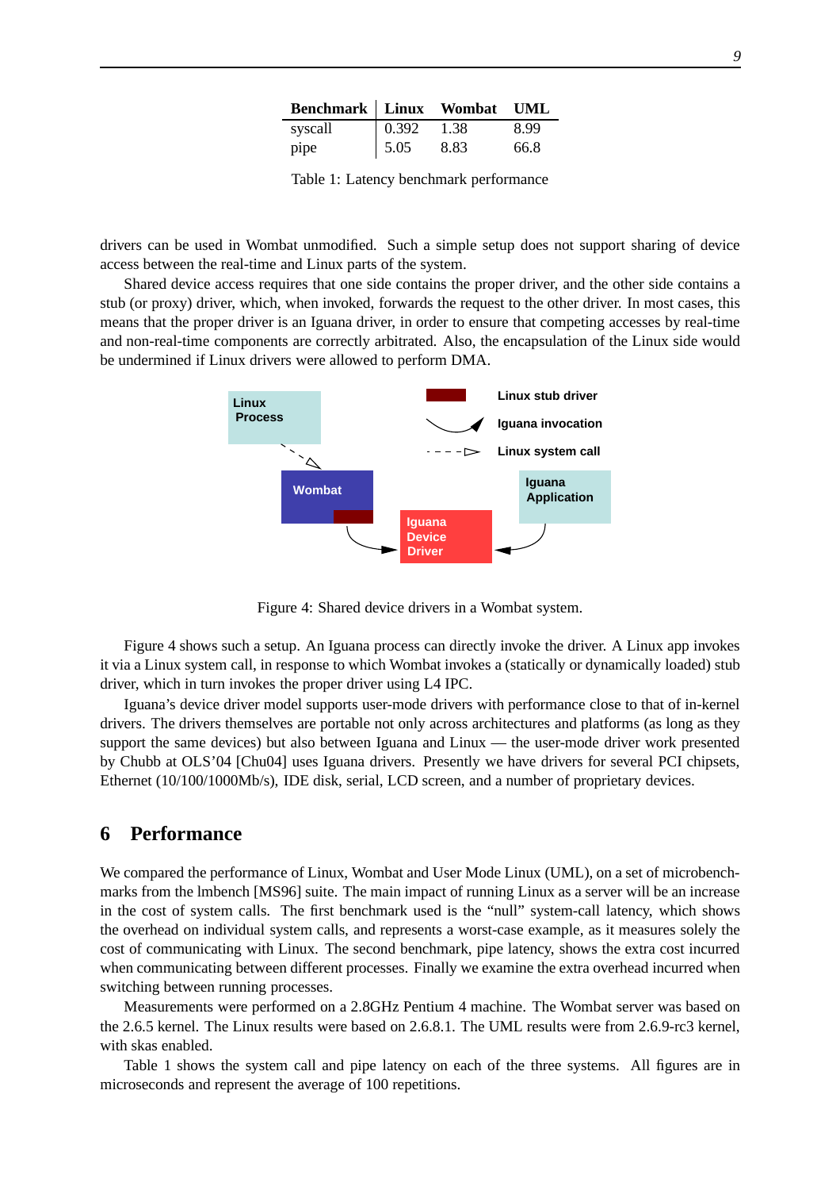| Benchmark | Linux | Wombat | UML |
|---|---|---|---|
| syscall | 0.392 | 1.38 | 8.99 |
| pipe | 5.05 | 8.83 | 66.8 |

Table 1: Latency benchmark performance

drivers can be used in Wombat unmodified. Such a simple setup does not support sharing of device access between the real-time and Linux parts of the system.

Shared device access requires that one side contains the proper driver, and the other side contains a stub (or proxy) driver, which, when invoked, forwards the request to the other driver. In most cases, this means that the proper driver is an Iguana driver, in order to ensure that competing accesses by real-time and non-real-time components are correctly arbitrated. Also, the encapsulation of the Linux side would be undermined if Linux drivers were allowed to perform DMA.

Figure 4: Shared device drivers in a Wombat system.

Figure 4 shows such a setup. An Iguana process can directly invoke the driver. A Linux app invokes it via a Linux system call, in response to which Wombat invokes a (statically or dynamically loaded) stub driver, which in turn invokes the proper driver using L4 IPC.

Iguana's device driver model supports user-mode drivers with performance close to that of in-kernel drivers. The drivers themselves are portable not only across architectures and platforms (as long as they support the same devices) but also between Iguana and Linux — the user-mode driver work presented by Chubb at OLS'04 [Chu04] uses Iguana drivers. Presently we have drivers for several PCI chipsets, Ethernet (10/100/1000Mb/s), IDE disk, serial, LCD screen, and a number of proprietary devices.

## 6 Performance

We compared the performance of Linux, Wombat and User Mode Linux (UML), on a set of microbenchmarks from the lmbench [MS96] suite. The main impact of running Linux as a server will be an increase in the cost of system calls. The first benchmark used is the "null" system-call latency, which shows the overhead on individual system calls, and represents a worst-case example, as it measures solely the cost of communicating with Linux. The second benchmark, pipe latency, shows the extra cost incurred when communicating between different processes. Finally we examine the extra overhead incurred when switching between running processes.

Measurements were performed on a 2.8GHz Pentium 4 machine. The Wombat server was based on the 2.6.5 kernel. The Linux results were based on 2.6.8.1. The UML results were from 2.6.9-rc3 kernel, with skas enabled.

Table 1 shows the system call and pipe latency on each of the three systems. All figures are in microseconds and represent the average of 100 repetitions.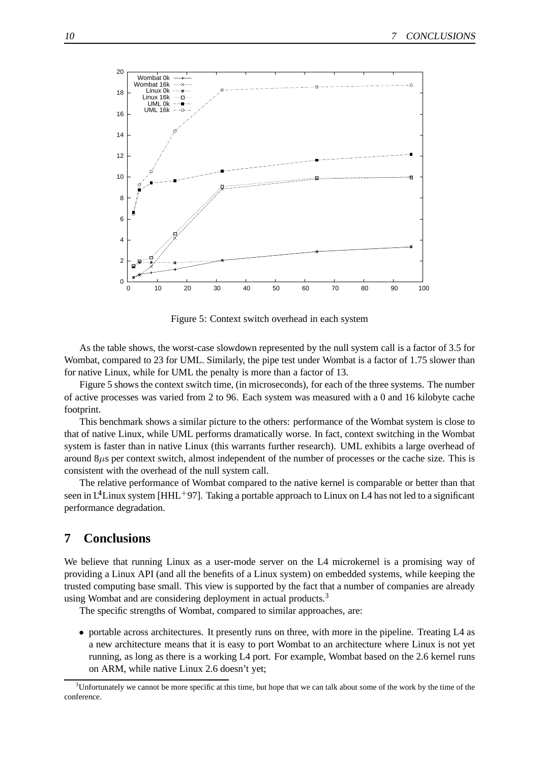Figure 5: Context switch overhead in each system

As the table shows, the worst-case slowdown represented by the null system call is a factor of 3.5 for Wombat, compared to 23 for UML. Similarly, the pipe test under Wombat is a factor of 1.75 slower than for native Linux, while for UML the penalty is more than a factor of 13.

Figure 5 shows the context switch time, (in microseconds), for each of the three systems. The number of active processes was varied from 2 to 96. Each system was measured with a 0 and 16 kilobyte cache footprint.

This benchmark shows a similar picture to the others: performance of the Wombat system is close to that of native Linux, while UML performs dramatically worse. In fact, context switching in the Wombat system is faster than in native Linux (this warrants further research). UML exhibits a large overhead of around 8$\mu$s per context switch, almost independent of the number of processes or the cache size. This is consistent with the overhead of the null system call.

The relative performance of Wombat compared to the native kernel is comparable or better than that seen in L[4]Linux system [HHL+97]. Taking a portable approach to Linux on L4 has not led to a significant performance degradation.

## 7 Conclusions

We believe that running Linux as a user-mode server on the L4 microkernel is a promising way of providing a Linux API (and all the benefits of a Linux system) on embedded systems, while keeping the trusted computing base small. This view is supported by the fact that a number of companies are already using Wombat and are considering deployment in actual products.[3]

The specific strengths of Wombat, compared to similar approaches, are:

- portable across architectures. It presently runs on three, with more in the pipeline. Treating L4 as a new architecture means that it is easy to port Wombat to an architecture where Linux is not yet running, as long as there is a working L4 port. For example, Wombat based on the 2.6 kernel runs on ARM, while native Linux 2.6 doesn't yet;

[3] Unfortunately we cannot be more specific at this time, but hope that we can talk about some of the work by the time of the conference.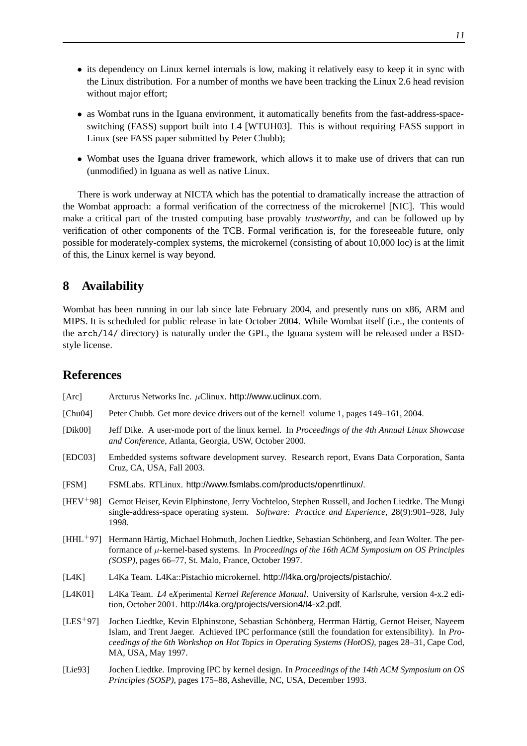- its dependency on Linux kernel internals is low, making it relatively easy to keep it in sync with the Linux distribution. For a number of months we have been tracking the Linux 2.6 head revision without major effort;
- as Wombat runs in the Iguana environment, it automatically benefits from the fast-address-space-switching (FASS) support built into L4 [WTUH03]. This is without requiring FASS support in Linux (see FASS paper submitted by Peter Chubb);
- Wombat uses the Iguana driver framework, which allows it to make use of drivers that can run (unmodified) in Iguana as well as native Linux.

There is work underway at NICTA which has the potential to dramatically increase the attraction of the Wombat approach: a formal verification of the correctness of the microkernel [NIC]. This would make a critical part of the trusted computing base provably *trustworthy*, and can be followed up by verification of other components of the TCB. Formal verification is, for the foreseeable future, only possible for moderately-complex systems, the microkernel (consisting of about 10,000 loc) is at the limit of this, the Linux kernel is way beyond.

## 8 Availability

Wombat has been running in our lab since late February 2004, and presently runs on x86, ARM and MIPS. It is scheduled for public release in late October 2004. While Wombat itself (i.e., the contents of the `arch/l4/` directory) is naturally under the GPL, the Iguana system will be released under a BSD-style license.

## References

[Arc] Arcturus Networks Inc. $\mu$Clinux. http://www.uclinux.com.

[Chu04] Peter Chubb. Get more device drivers out of the kernel! volume 1, pages 149–161, 2004.

[Dik00] Jeff Dike. A user-mode port of the linux kernel. In *Proceedings of the 4th Annual Linux Showcase and Conference*, Atlanta, Georgia, USW, October 2000.

[EDC03] Embedded systems software development survey. Research report, Evans Data Corporation, Santa Cruz, CA, USA, Fall 2003.

[FSM] FSMLabs. RTLinux. http://www.fsmlabs.com/products/openrtlinux/.

[HEV+98] Gernot Heiser, Kevin Elphinstone, Jerry Vochteloo, Stephen Russell, and Jochen Liedtke. The Mungi single-address-space operating system. *Software: Practice and Experience*, 28(9):901–928, July 1998.

[HHL+97] Hermann Härtig, Michael Hohmuth, Jochen Liedtke, Sebastian Schönberg, and Jean Wolter. The performance of $\mu$-kernel-based systems. In *Proceedings of the 16th ACM Symposium on OS Principles (SOSP)*, pages 66–77, St. Malo, France, October 1997.

[L4K] L4Ka Team. L4Ka::Pistachio microkernel. http://l4ka.org/projects/pistachio/.

[L4K01] L4Ka Team. *L4 eXperimental Kernel Reference Manual*. University of Karlsruhe, version 4-x.2 edition, October 2001. http://l4ka.org/projects/version4/l4-x2.pdf.

[LES+97] Jochen Liedtke, Kevin Elphinstone, Sebastian Schönberg, Herrman Härtig, Gernot Heiser, Nayeem Islam, and Trent Jaeger. Achieved IPC performance (still the foundation for extensibility). In *Proceedings of the 6th Workshop on Hot Topics in Operating Systems (HotOS)*, pages 28–31, Cape Cod, MA, USA, May 1997.

[Lie93] Jochen Liedtke. Improving IPC by kernel design. In *Proceedings of the 14th ACM Symposium on OS Principles (SOSP)*, pages 175–88, Asheville, NC, USA, December 1993.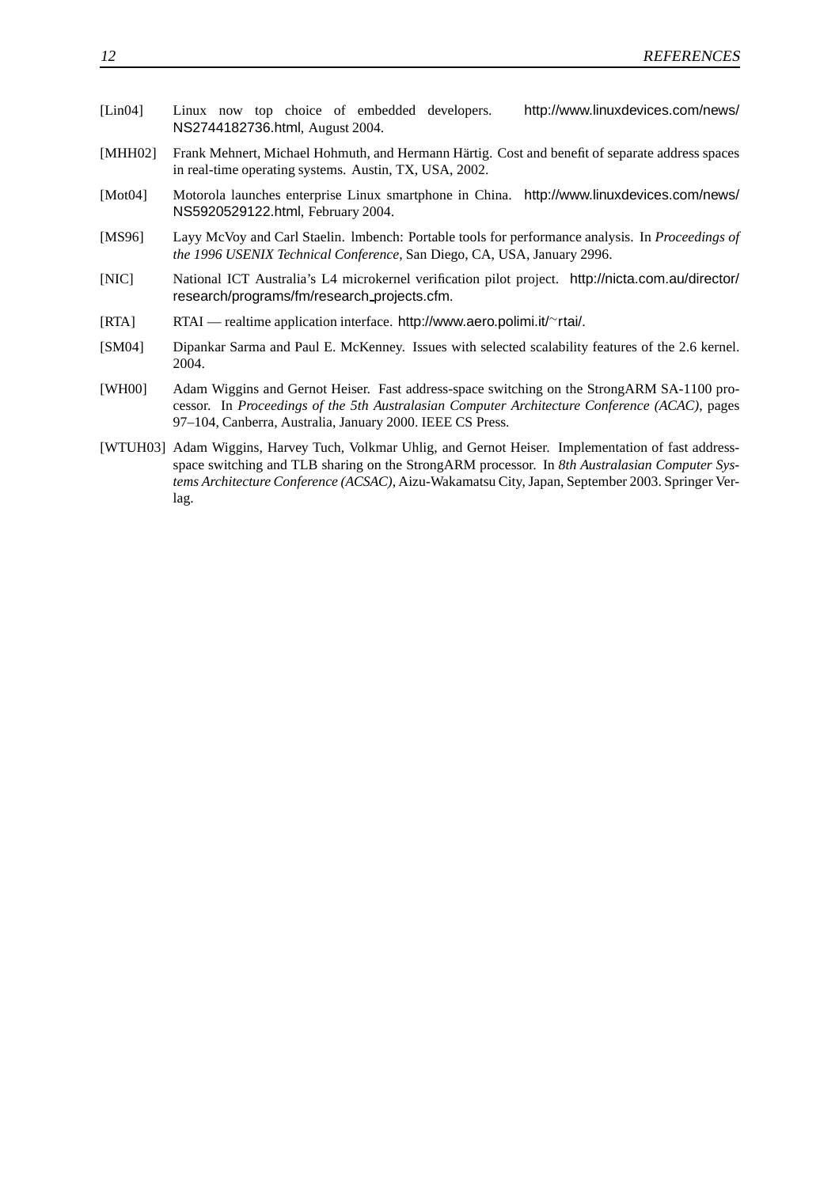[Lin04] Linux now top choice of embedded developers. http://www.linuxdevices.com/news/NS2744182736.html, August 2004.

[MHH02] Frank Mehnert, Michael Hohmuth, and Hermann Härtig. Cost and benefit of separate address spaces in real-time operating systems. Austin, TX, USA, 2002.

[Mot04] Motorola launches enterprise Linux smartphone in China. http://www.linuxdevices.com/news/NS5920529122.html, February 2004.

[MS96] Layy McVoy and Carl Staelin. lmbench: Portable tools for performance analysis. In *Proceedings of the 1996 USENIX Technical Conference*, San Diego, CA, USA, January 2996.

[NIC] National ICT Australia's L4 microkernel verification pilot project. http://nicta.com.au/director/research/programs/fm/research_projects.cfm.

[RTA] RTAI — realtime application interface. http://www.aero.polimi.it/~rtai/.

[SM04] Dipankar Sarma and Paul E. McKenney. Issues with selected scalability features of the 2.6 kernel. 2004.

[WH00] Adam Wiggins and Gernot Heiser. Fast address-space switching on the StrongARM SA-1100 processor. In *Proceedings of the 5th Australasian Computer Architecture Conference (ACAC)*, pages 97–104, Canberra, Australia, January 2000. IEEE CS Press.

[WTUH03] Adam Wiggins, Harvey Tuch, Volkmar Uhlig, and Gernot Heiser. Implementation of fast address-space switching and TLB sharing on the StrongARM processor. In *8th Australasian Computer Systems Architecture Conference (ACSAC)*, Aizu-Wakamatsu City, Japan, September 2003. Springer Verlag.